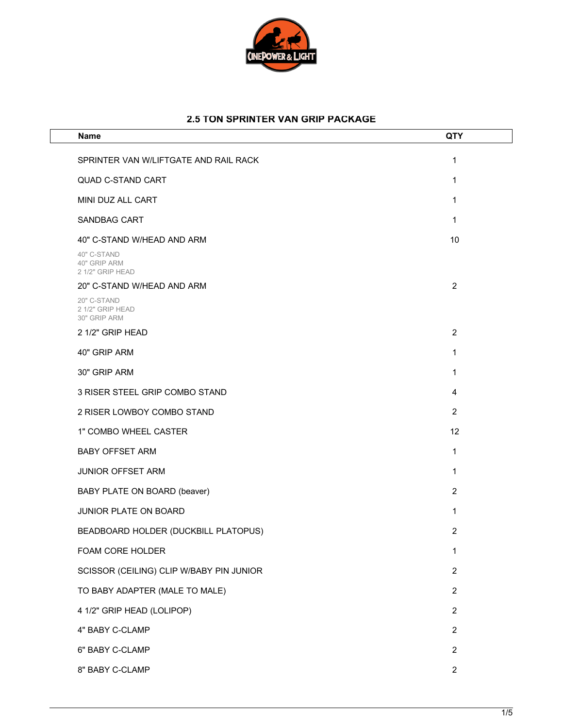## 2.5 TON SPRINTER VAN GRIP PACKAGE

| Name | QTY |
|---|---|
| SPRINTER VAN W/LIFTGATE AND RAIL RACK | 1 |
| QUAD C-STAND CART | 1 |
| MINI DUZ ALL CART | 1 |
| SANDBAG CART | 1 |
| 40" C-STAND W/HEAD AND ARM<br>40" C-STAND<br>40" GRIP ARM<br>2 1/2" GRIP HEAD | 10 |
| 20" C-STAND W/HEAD AND ARM<br>20" C-STAND<br>2 1/2" GRIP HEAD<br>30" GRIP ARM | 2 |
| 2 1/2" GRIP HEAD | 2 |
| 40" GRIP ARM | 1 |
| 30" GRIP ARM | 1 |
| 3 RISER STEEL GRIP COMBO STAND | 4 |
| 2 RISER LOWBOY COMBO STAND | 2 |
| 1" COMBO WHEEL CASTER | 12 |
| BABY OFFSET ARM | 1 |
| JUNIOR OFFSET ARM | 1 |
| BABY PLATE ON BOARD (beaver) | 2 |
| JUNIOR PLATE ON BOARD | 1 |
| BEADBOARD HOLDER (DUCKBILL PLATOPUS) | 2 |
| FOAM CORE HOLDER | 1 |
| SCISSOR (CEILING) CLIP W/BABY PIN JUNIOR | 2 |
| TO BABY ADAPTER (MALE TO MALE) | 2 |
| 4 1/2" GRIP HEAD (LOLIPOP) | 2 |
| 4" BABY C-CLAMP | 2 |
| 6" BABY C-CLAMP | 2 |
| 8" BABY C-CLAMP | 2 |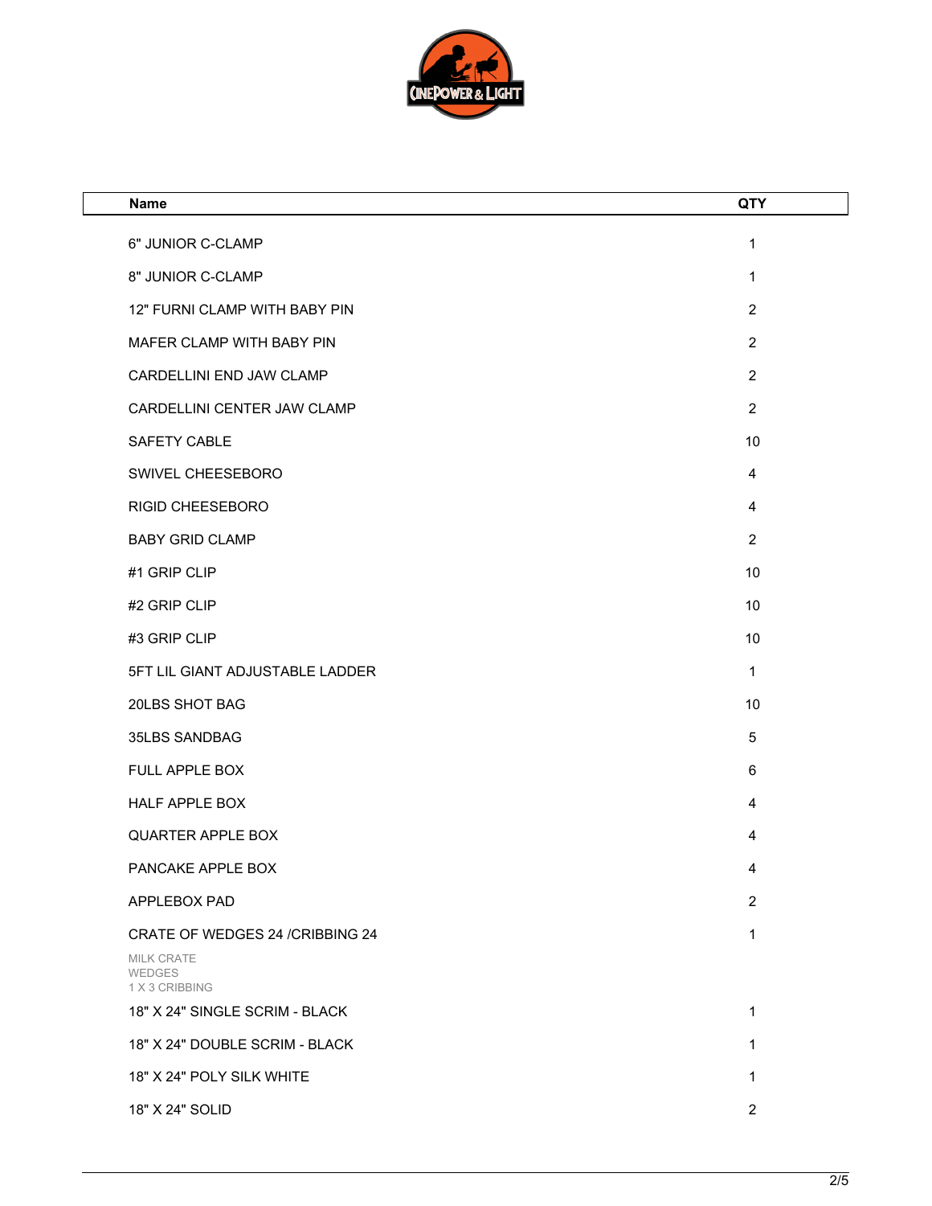| Name | QTY |
| --- | --- |
| 6" JUNIOR C-CLAMP | 1 |
| 8" JUNIOR C-CLAMP | 1 |
| 12" FURNI CLAMP WITH BABY PIN | 2 |
| MAFER CLAMP WITH BABY PIN | 2 |
| CARDELLINI END JAW CLAMP | 2 |
| CARDELLINI CENTER JAW CLAMP | 2 |
| SAFETY CABLE | 10 |
| SWIVEL CHEESEBORO | 4 |
| RIGID CHEESEBORO | 4 |
| BABY GRID CLAMP | 2 |
| #1 GRIP CLIP | 10 |
| #2 GRIP CLIP | 10 |
| #3 GRIP CLIP | 10 |
| 5FT LIL GIANT ADJUSTABLE LADDER | 1 |
| 20LBS SHOT BAG | 10 |
| 35LBS SANDBAG | 5 |
| FULL APPLE BOX | 6 |
| HALF APPLE BOX | 4 |
| QUARTER APPLE BOX | 4 |
| PANCAKE APPLE BOX | 4 |
| APPLEBOX PAD | 2 |
| CRATE OF WEDGES 24 /CRIBBING 24<br>MILK CRATE<br>WEDGES<br>1 X 3 CRIBBING | 1 |
| 18" X 24" SINGLE SCRIM - BLACK | 1 |
| 18" X 24" DOUBLE SCRIM - BLACK | 1 |
| 18" X 24" POLY SILK WHITE | 1 |
| 18" X 24" SOLID | 2 |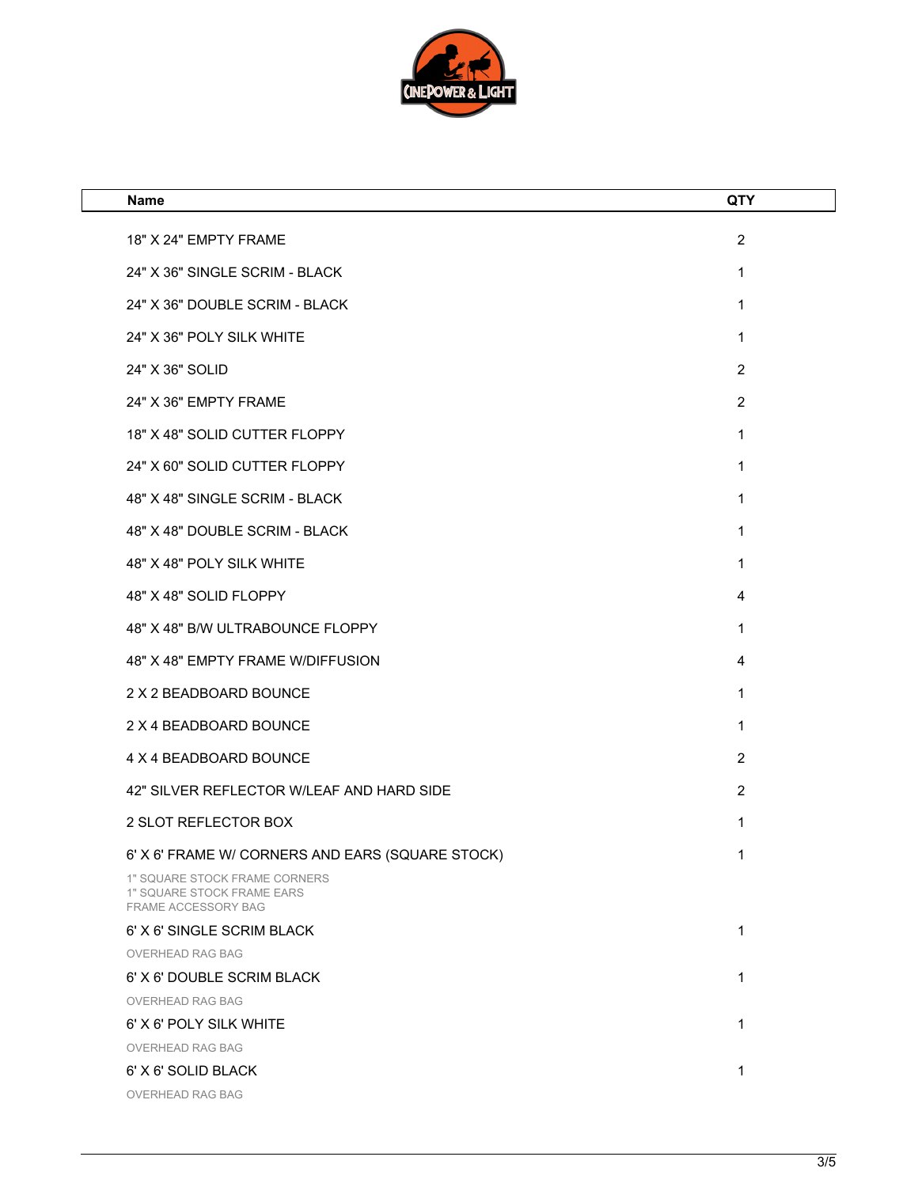| Name | QTY |
|---|---|
| 18" X 24" EMPTY FRAME | 2 |
| 24" X 36" SINGLE SCRIM - BLACK | 1 |
| 24" X 36" DOUBLE SCRIM - BLACK | 1 |
| 24" X 36" POLY SILK WHITE | 1 |
| 24" X 36" SOLID | 2 |
| 24" X 36" EMPTY FRAME | 2 |
| 18" X 48" SOLID CUTTER FLOPPY | 1 |
| 24" X 60" SOLID CUTTER FLOPPY | 1 |
| 48" X 48" SINGLE SCRIM - BLACK | 1 |
| 48" X 48" DOUBLE SCRIM - BLACK | 1 |
| 48" X 48" POLY SILK WHITE | 1 |
| 48" X 48" SOLID FLOPPY | 4 |
| 48" X 48" B/W ULTRABOUNCE FLOPPY | 1 |
| 48" X 48" EMPTY FRAME W/DIFFUSION | 4 |
| 2 X 2 BEADBOARD BOUNCE | 1 |
| 2 X 4 BEADBOARD BOUNCE | 1 |
| 4 X 4 BEADBOARD BOUNCE | 2 |
| 42" SILVER REFLECTOR W/LEAF AND HARD SIDE | 2 |
| 2 SLOT REFLECTOR BOX | 1 |
| 6' X 6' FRAME W/ CORNERS AND EARS (SQUARE STOCK)<br>1" SQUARE STOCK FRAME CORNERS<br>1" SQUARE STOCK FRAME EARS<br>FRAME ACCESSORY BAG | 1 |
| 6' X 6' SINGLE SCRIM BLACK<br>OVERHEAD RAG BAG | 1 |
| 6' X 6' DOUBLE SCRIM BLACK<br>OVERHEAD RAG BAG | 1 |
| 6' X 6' POLY SILK WHITE<br>OVERHEAD RAG BAG | 1 |
| 6' X 6' SOLID BLACK<br>OVERHEAD RAG BAG | 1 |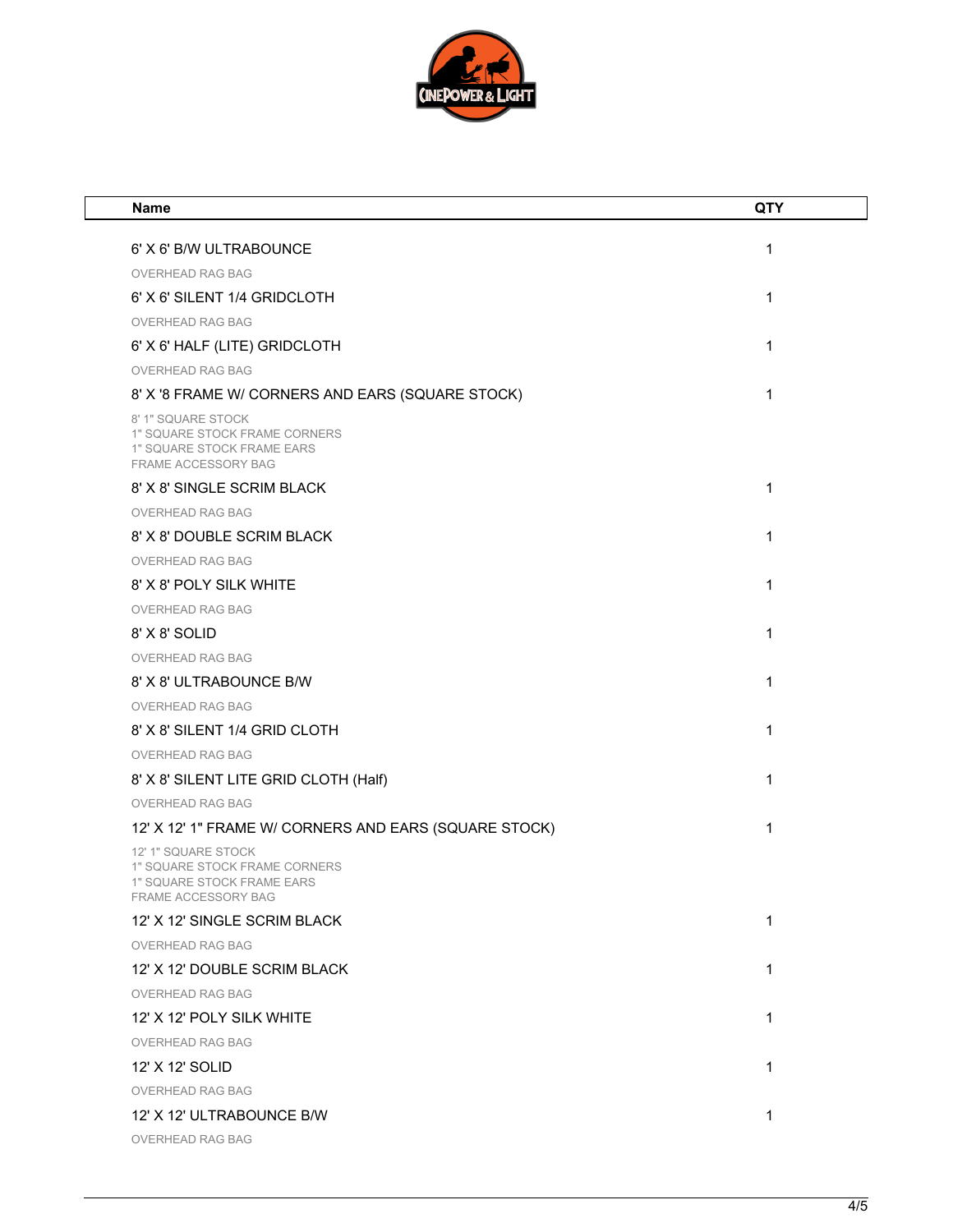| Name | QTY |
| --- | --- |
| 6' X 6' B/W ULTRABOUNCE | 1 |
| OVERHEAD RAG BAG | |
| 6' X 6' SILENT 1/4 GRIDCLOTH | 1 |
| OVERHEAD RAG BAG | |
| 6' X 6' HALF (LITE) GRIDCLOTH | 1 |
| OVERHEAD RAG BAG | |
| 8' X '8 FRAME W/ CORNERS AND EARS (SQUARE STOCK) | 1 |
| 8' 1" SQUARE STOCK<br>1" SQUARE STOCK FRAME CORNERS<br>1" SQUARE STOCK FRAME EARS<br>FRAME ACCESSORY BAG | |
| 8' X 8' SINGLE SCRIM BLACK | 1 |
| OVERHEAD RAG BAG | |
| 8' X 8' DOUBLE SCRIM BLACK | 1 |
| OVERHEAD RAG BAG | |
| 8' X 8' POLY SILK WHITE | 1 |
| OVERHEAD RAG BAG | |
| 8' X 8' SOLID | 1 |
| OVERHEAD RAG BAG | |
| 8' X 8' ULTRABOUNCE B/W | 1 |
| OVERHEAD RAG BAG | |
| 8' X 8' SILENT 1/4 GRID CLOTH | 1 |
| OVERHEAD RAG BAG | |
| 8' X 8' SILENT LITE GRID CLOTH (Half) | 1 |
| OVERHEAD RAG BAG | |
| 12' X 12' 1" FRAME W/ CORNERS AND EARS (SQUARE STOCK) | 1 |
| 12' 1" SQUARE STOCK<br>1" SQUARE STOCK FRAME CORNERS<br>1" SQUARE STOCK FRAME EARS<br>FRAME ACCESSORY BAG | |
| 12' X 12' SINGLE SCRIM BLACK | 1 |
| OVERHEAD RAG BAG | |
| 12' X 12' DOUBLE SCRIM BLACK | 1 |
| OVERHEAD RAG BAG | |
| 12' X 12' POLY SILK WHITE | 1 |
| OVERHEAD RAG BAG | |
| 12' X 12' SOLID | 1 |
| OVERHEAD RAG BAG | |
| 12' X 12' ULTRABOUNCE B/W | 1 |
| OVERHEAD RAG BAG | |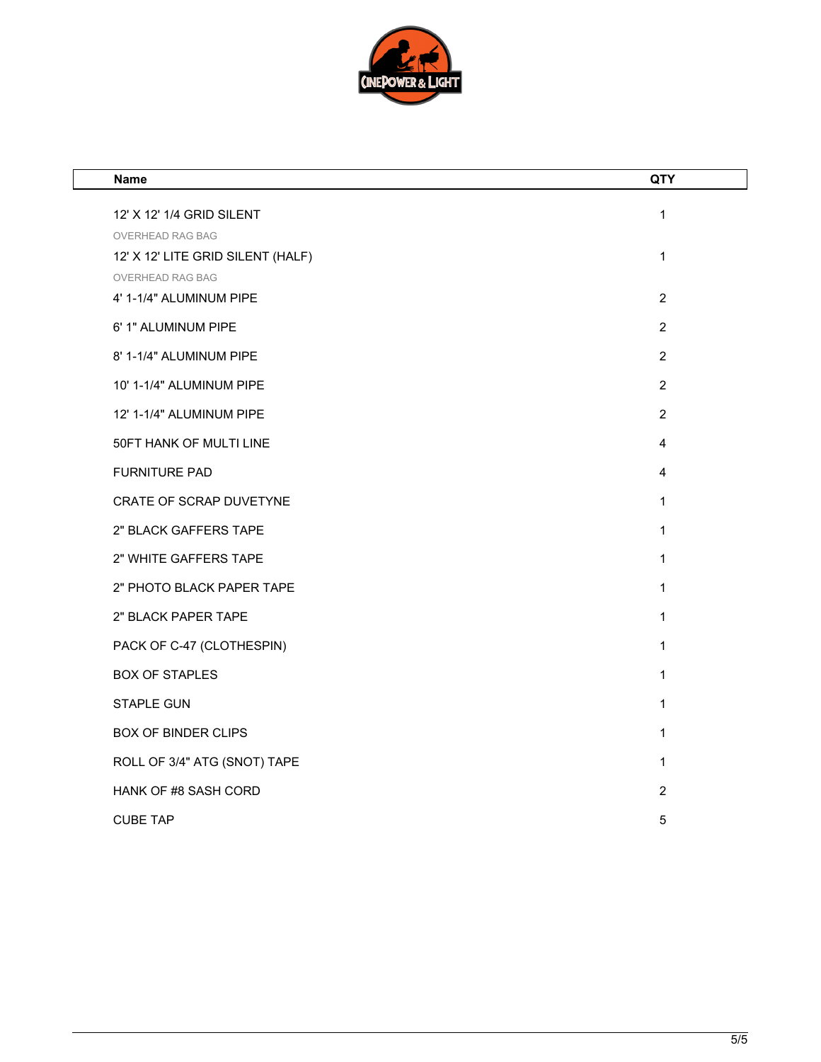CinePower & Light

| Name | QTY |
|---|---|
| 12' X 12' 1/4 GRID SILENT<br>OVERHEAD RAG BAG | 1 |
| 12' X 12' LITE GRID SILENT (HALF)<br>OVERHEAD RAG BAG | 1 |
| 4' 1-1/4" ALUMINUM PIPE | 2 |
| 6' 1" ALUMINUM PIPE | 2 |
| 8' 1-1/4" ALUMINUM PIPE | 2 |
| 10' 1-1/4" ALUMINUM PIPE | 2 |
| 12' 1-1/4" ALUMINUM PIPE | 2 |
| 50FT HANK OF MULTI LINE | 4 |
| FURNITURE PAD | 4 |
| CRATE OF SCRAP DUVETYNE | 1 |
| 2" BLACK GAFFERS TAPE | 1 |
| 2" WHITE GAFFERS TAPE | 1 |
| 2" PHOTO BLACK PAPER TAPE | 1 |
| 2" BLACK PAPER TAPE | 1 |
| PACK OF C-47 (CLOTHESPIN) | 1 |
| BOX OF STAPLES | 1 |
| STAPLE GUN | 1 |
| BOX OF BINDER CLIPS | 1 |
| ROLL OF 3/4" ATG (SNOT) TAPE | 1 |
| HANK OF #8 SASH CORD | 2 |
| CUBE TAP | 5 |